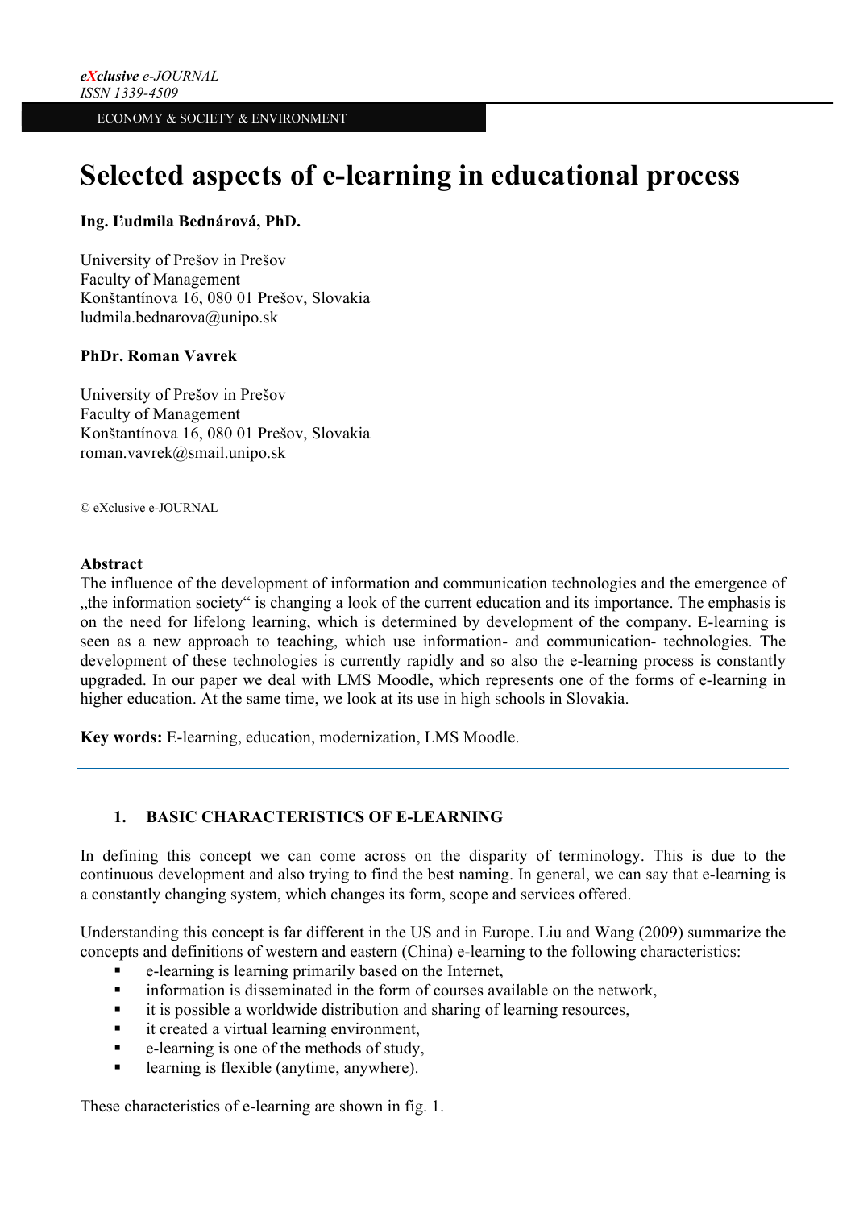# Selected aspects of e-learning in educational process

**Ing. Ľudmila Bednárová, PhD.**

University of Prešov in Prešov
Faculty of Management
Konštantínova 16, 080 01 Prešov, Slovakia
ludmila.bednarova@unipo.sk

**PhDr. Roman Vavrek**

University of Prešov in Prešov
Faculty of Management
Konštantínova 16, 080 01 Prešov, Slovakia
roman.vavrek@smail.unipo.sk

© eXclusive e-JOURNAL

**Abstract**

The influence of the development of information and communication technologies and the emergence of „the information society" is changing a look of the current education and its importance. The emphasis is on the need for lifelong learning, which is determined by development of the company. E-learning is seen as a new approach to teaching, which use information- and communication- technologies. The development of these technologies is currently rapidly and so also the e-learning process is constantly upgraded. In our paper we deal with LMS Moodle, which represents one of the forms of e-learning in higher education. At the same time, we look at its use in high schools in Slovakia.

**Key words:** E-learning, education, modernization, LMS Moodle.

## 1. BASIC CHARACTERISTICS OF E-LEARNING

In defining this concept we can come across on the disparity of terminology. This is due to the continuous development and also trying to find the best naming. In general, we can say that e-learning is a constantly changing system, which changes its form, scope and services offered.

Understanding this concept is far different in the US and in Europe. Liu and Wang (2009) summarize the concepts and definitions of western and eastern (China) e-learning to the following characteristics:

- e-learning is learning primarily based on the Internet,
- information is disseminated in the form of courses available on the network,
- it is possible a worldwide distribution and sharing of learning resources,
- it created a virtual learning environment,
- e-learning is one of the methods of study,
- learning is flexible (anytime, anywhere).

These characteristics of e-learning are shown in fig. 1.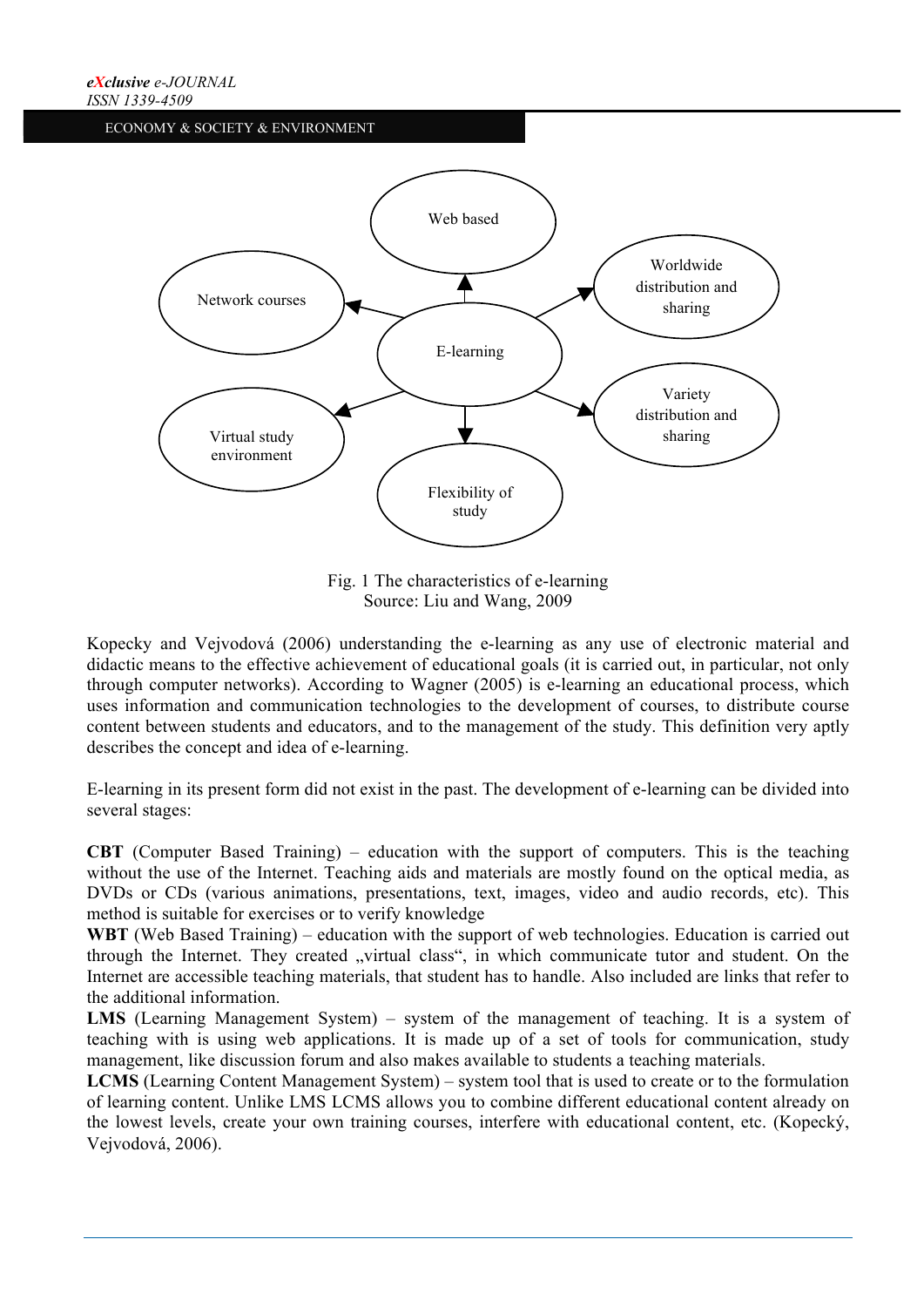Fig. 1 The characteristics of e-learning
Source: Liu and Wang, 2009

Kopecky and Vejvodová (2006) understanding the e-learning as any use of electronic material and didactic means to the effective achievement of educational goals (it is carried out, in particular, not only through computer networks). According to Wagner (2005) is e-learning an educational process, which uses information and communication technologies to the development of courses, to distribute course content between students and educators, and to the management of the study. This definition very aptly describes the concept and idea of e-learning.

E-learning in its present form did not exist in the past. The development of e-learning can be divided into several stages:

**CBT** (Computer Based Training) – education with the support of computers. This is the teaching without the use of the Internet. Teaching aids and materials are mostly found on the optical media, as DVDs or CDs (various animations, presentations, text, images, video and audio records, etc). This method is suitable for exercises or to verify knowledge

**WBT** (Web Based Training) – education with the support of web technologies. Education is carried out through the Internet. They created „virtual class", in which communicate tutor and student. On the Internet are accessible teaching materials, that student has to handle. Also included are links that refer to the additional information.

**LMS** (Learning Management System) – system of the management of teaching. It is a system of teaching with is using web applications. It is made up of a set of tools for communication, study management, like discussion forum and also makes available to students a teaching materials.

**LCMS** (Learning Content Management System) – system tool that is used to create or to the formulation of learning content. Unlike LMS LCMS allows you to combine different educational content already on the lowest levels, create your own training courses, interfere with educational content, etc. (Kopecký, Vejvodová, 2006).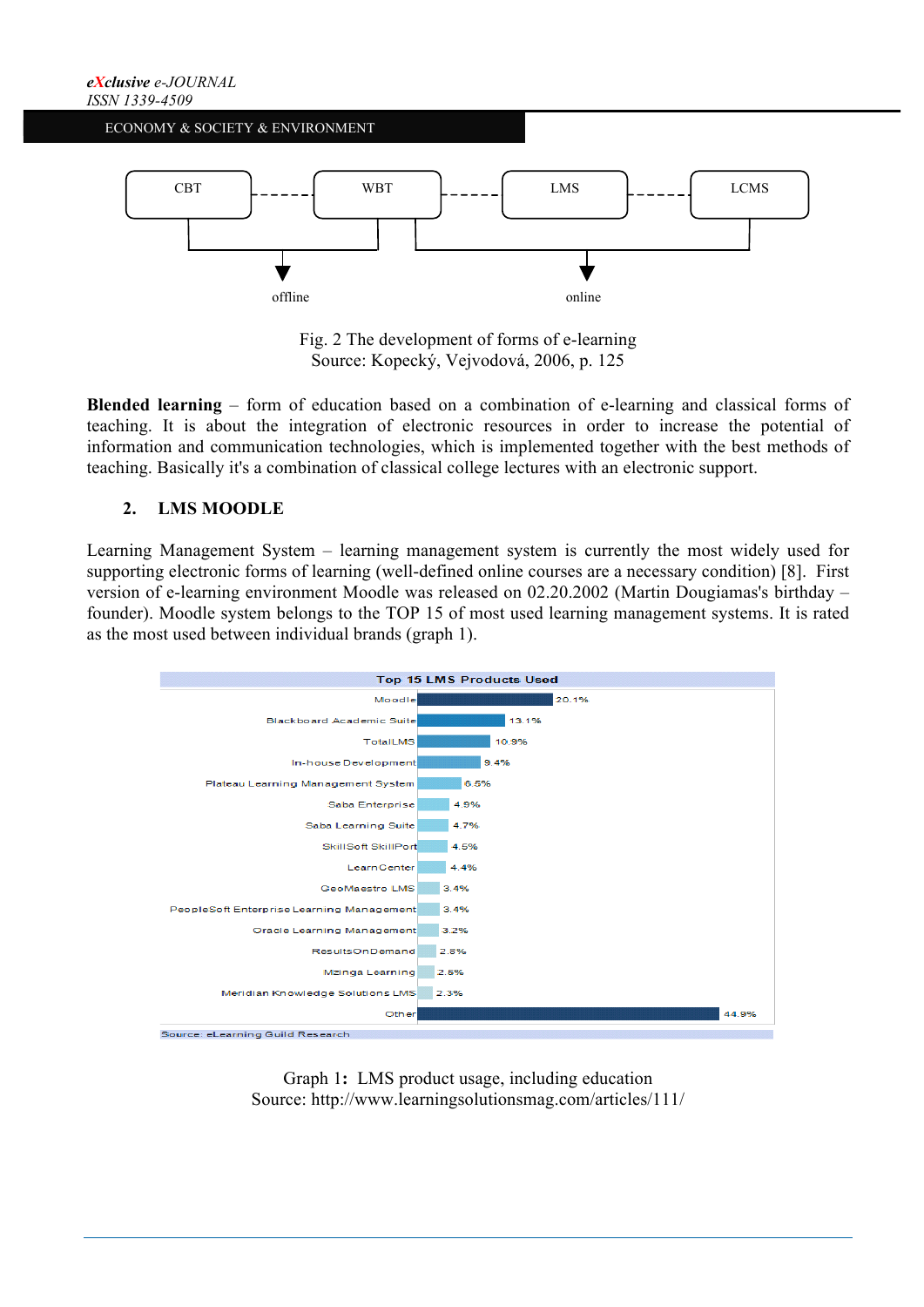CBT ----- WBT ----- LMS ----- LCMS

offline    online

Fig. 2 The development of forms of e-learning
Source: Kopecký, Vejvodová, 2006, p. 125

**Blended learning** – form of education based on a combination of e-learning and classical forms of teaching. It is about the integration of electronic resources in order to increase the potential of information and communication technologies, which is implemented together with the best methods of teaching. Basically it's a combination of classical college lectures with an electronic support.

## 2. LMS MOODLE

Learning Management System – learning management system is currently the most widely used for supporting electronic forms of learning (well-defined online courses are a necessary condition) [8]. First version of e-learning environment Moodle was released on 02.20.2002 (Martin Dougiamas's birthday – founder). Moodle system belongs to the TOP 15 of most used learning management systems. It is rated as the most used between individual brands (graph 1).

**Top 15 LMS Products Used**

| Product | Share |
|---|---|
| Moodle | 20.1% |
| Blackboard Academic Suite | 13.1% |
| TotalLMS | 10.9% |
| In-house Development | 9.4% |
| Plateau Learning Management System | 6.5% |
| Saba Enterprise | 4.9% |
| Saba Learning Suite | 4.7% |
| SkillSoft SkillPort | 4.5% |
| LearnCenter | 4.4% |
| GeoMaestro LMS | 3.4% |
| PeopleSoft Enterprise Learning Management | 3.4% |
| Oracle Learning Management | 3.2% |
| ResultsOnDemand | 2.8% |
| Mzinga Learning | 2.5% |
| Meridian Knowledge Solutions LMS | 2.3% |
| Other | 44.9% |

Source: eLearning Guild Research

Graph 1**:** LMS product usage, including education
Source: http://www.learningsolutionsmag.com/articles/111/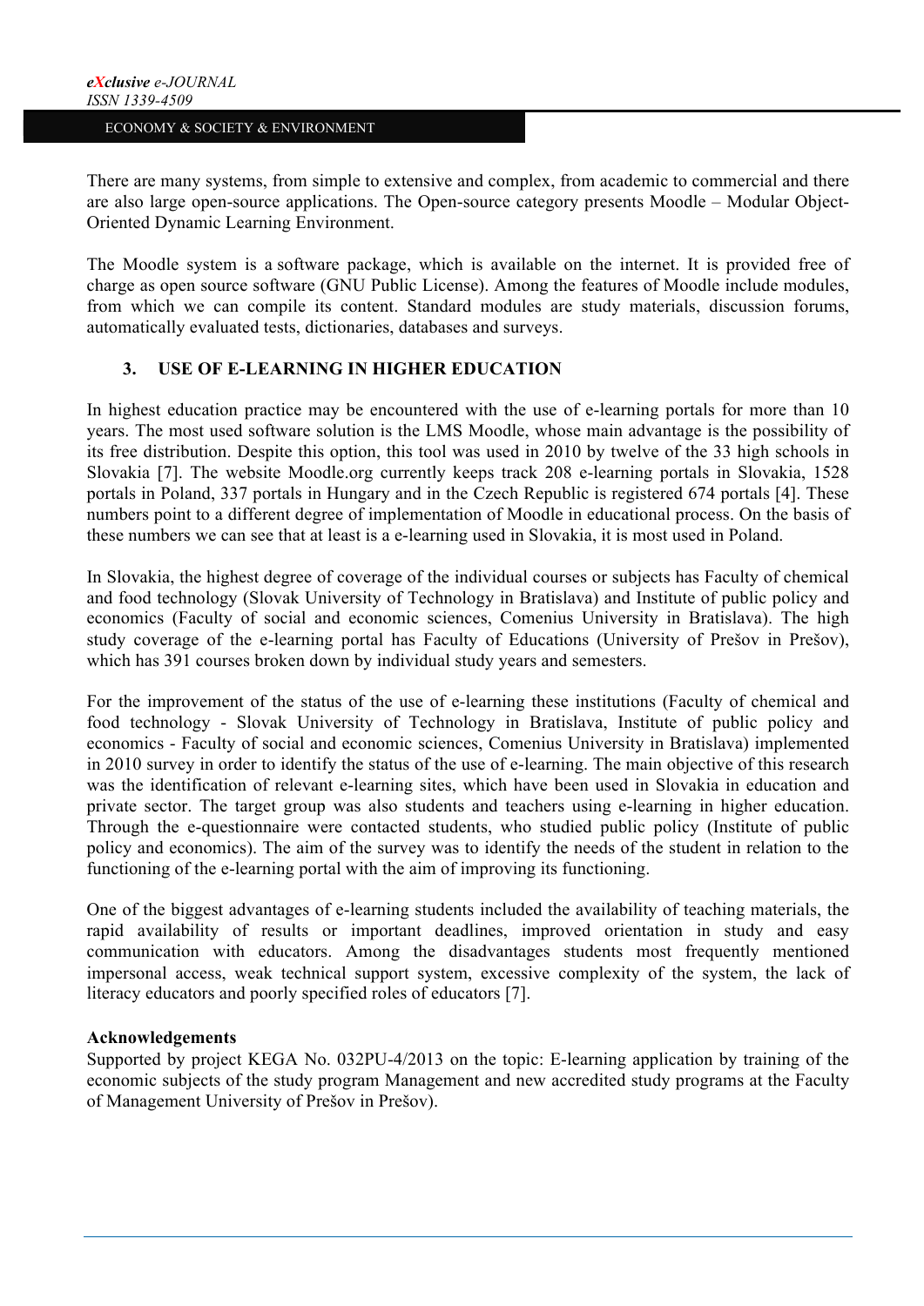There are many systems, from simple to extensive and complex, from academic to commercial and there are also large open-source applications. The Open-source category presents Moodle – Modular Object-Oriented Dynamic Learning Environment.

The Moodle system is a software package, which is available on the internet. It is provided free of charge as open source software (GNU Public License). Among the features of Moodle include modules, from which we can compile its content. Standard modules are study materials, discussion forums, automatically evaluated tests, dictionaries, databases and surveys.

## 3. USE OF E-LEARNING IN HIGHER EDUCATION

In highest education practice may be encountered with the use of e-learning portals for more than 10 years. The most used software solution is the LMS Moodle, whose main advantage is the possibility of its free distribution. Despite this option, this tool was used in 2010 by twelve of the 33 high schools in Slovakia [7]. The website Moodle.org currently keeps track 208 e-learning portals in Slovakia, 1528 portals in Poland, 337 portals in Hungary and in the Czech Republic is registered 674 portals [4]. These numbers point to a different degree of implementation of Moodle in educational process. On the basis of these numbers we can see that at least is a e-learning used in Slovakia, it is most used in Poland.

In Slovakia, the highest degree of coverage of the individual courses or subjects has Faculty of chemical and food technology (Slovak University of Technology in Bratislava) and Institute of public policy and economics (Faculty of social and economic sciences, Comenius University in Bratislava). The high study coverage of the e-learning portal has Faculty of Educations (University of Prešov in Prešov), which has 391 courses broken down by individual study years and semesters.

For the improvement of the status of the use of e-learning these institutions (Faculty of chemical and food technology - Slovak University of Technology in Bratislava, Institute of public policy and economics - Faculty of social and economic sciences, Comenius University in Bratislava) implemented in 2010 survey in order to identify the status of the use of e-learning. The main objective of this research was the identification of relevant e-learning sites, which have been used in Slovakia in education and private sector. The target group was also students and teachers using e-learning in higher education. Through the e-questionnaire were contacted students, who studied public policy (Institute of public policy and economics). The aim of the survey was to identify the needs of the student in relation to the functioning of the e-learning portal with the aim of improving its functioning.

One of the biggest advantages of e-learning students included the availability of teaching materials, the rapid availability of results or important deadlines, improved orientation in study and easy communication with educators. Among the disadvantages students most frequently mentioned impersonal access, weak technical support system, excessive complexity of the system, the lack of literacy educators and poorly specified roles of educators [7].

**Acknowledgements**

Supported by project KEGA No. 032PU-4/2013 on the topic: E-learning application by training of the economic subjects of the study program Management and new accredited study programs at the Faculty of Management University of Prešov in Prešov).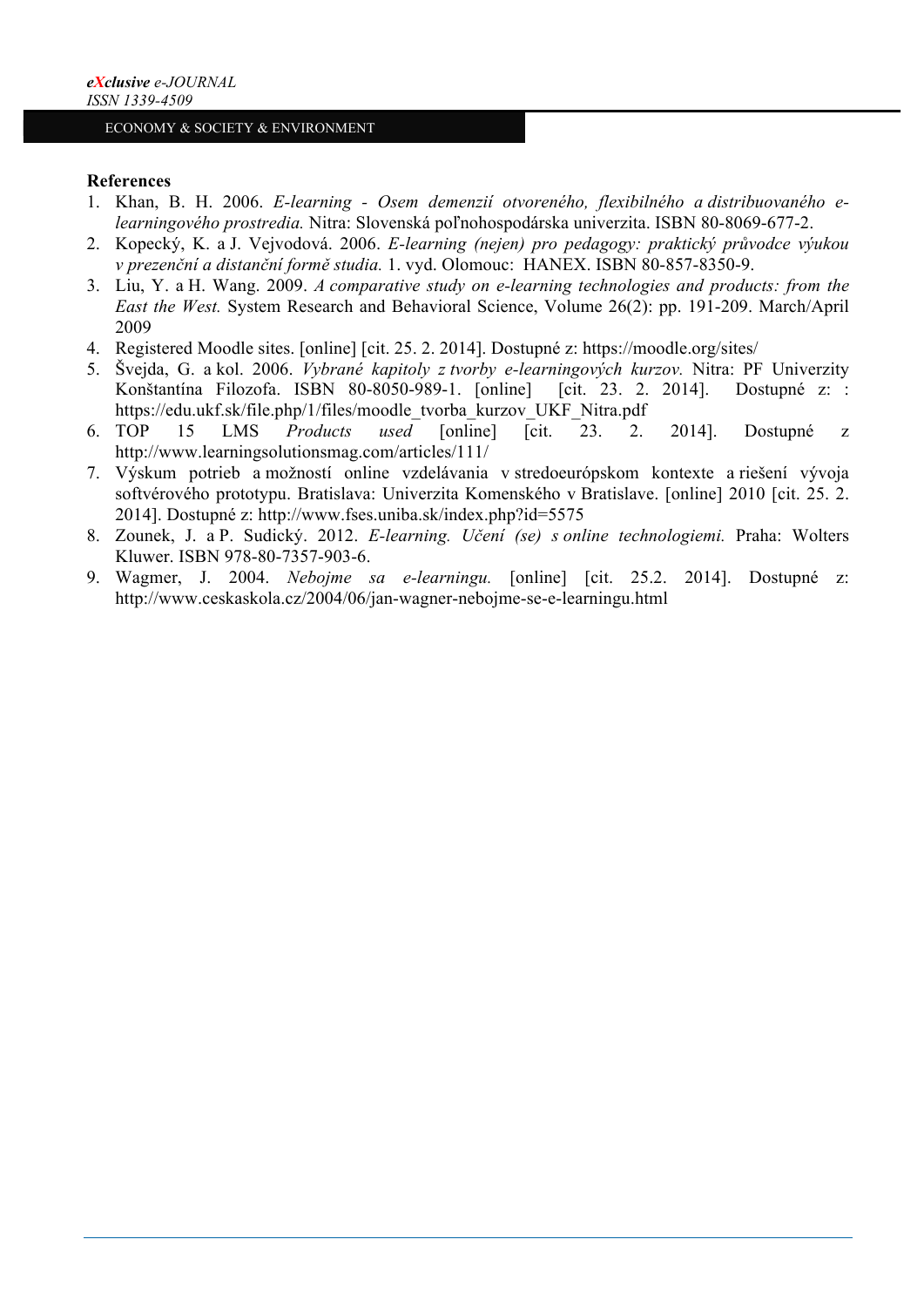**References**

1. Khan, B. H. 2006. *E-learning - Osem demenzií otvoreného, flexibilného a distribuovaného e-learningového prostredia.* Nitra: Slovenská poľnohospodárska univerzita. ISBN 80-8069-677-2.
2. Kopecký, K. a J. Vejvodová. 2006. *E-learning (nejen) pro pedagogy: praktický průvodce výukou v prezenční a distanční formě studia.* 1. vyd. Olomouc: HANEX. ISBN 80-857-8350-9.
3. Liu, Y. a H. Wang. 2009. *A comparative study on e-learning technologies and products: from the East the West.* System Research and Behavioral Science, Volume 26(2): pp. 191-209. March/April 2009
4. Registered Moodle sites. [online] [cit. 25. 2. 2014]. Dostupné z: https://moodle.org/sites/
5. Švejda, G. a kol. 2006. *Vybrané kapitoly z tvorby e-learningových kurzov.* Nitra: PF Univerzity Konštantína Filozofa. ISBN 80-8050-989-1. [online] [cit. 23. 2. 2014]. Dostupné z: : https://edu.ukf.sk/file.php/1/files/moodle_tvorba_kurzov_UKF_Nitra.pdf
6. TOP 15 LMS *Products used* [online] [cit. 23. 2. 2014]. Dostupné z http://www.learningsolutionsmag.com/articles/111/
7. Výskum potrieb a možností online vzdelávania v stredoeurópskom kontexte a riešení vývoja softvérového prototypu. Bratislava: Univerzita Komenského v Bratislave. [online] 2010 [cit. 25. 2. 2014]. Dostupné z: http://www.fses.uniba.sk/index.php?id=5575
8. Zounek, J. a P. Sudický. 2012. *E-learning. Učení (se) s online technologiemi.* Praha: Wolters Kluwer. ISBN 978-80-7357-903-6.
9. Wagmer, J. 2004. *Nebojme sa e-learningu.* [online] [cit. 25.2. 2014]. Dostupné z: http://www.ceskaskola.cz/2004/06/jan-wagner-nebojme-se-e-learningu.html